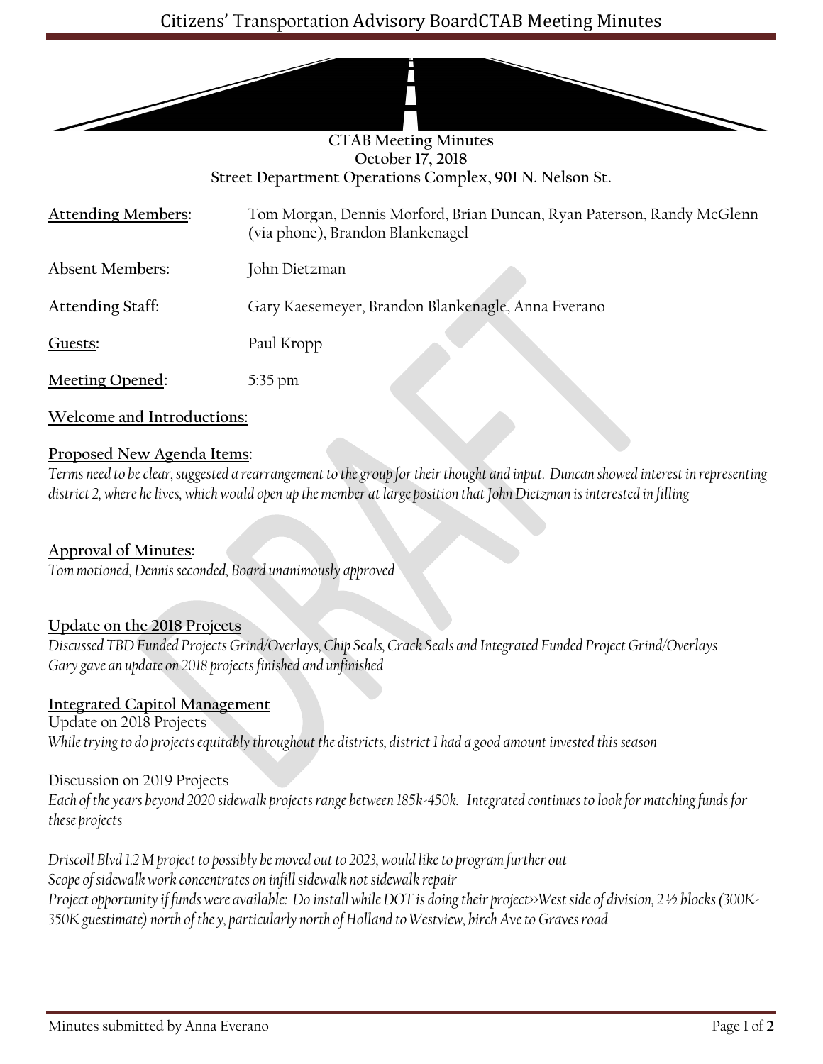**CTAB Meeting Minutes**
**October 17, 2018**
**Street Department Operations Complex, 901 N. Nelson St.**

| | |
|---|---|
| **Attending Members**: | Tom Morgan, Dennis Morford, Brian Duncan, Ryan Paterson, Randy McGlenn (via phone), Brandon Blankenagel |
| **Absent Members:** | John Dietzman |
| **Attending Staff**: | Gary Kaesemeyer, Brandon Blankenagle, Anna Everano |
| **Guests**: | Paul Kropp |
| **Meeting Opened**: | 5:35 pm |

**Welcome and Introductions:**

**Proposed New Agenda Items**:

*Terms need to be clear, suggested a rearrangement to the group for their thought and input. Duncan showed interest in representing district 2, where he lives, which would open up the member at large position that John Dietzman is interested in filling*

**Approval of Minutes**:

*Tom motioned, Dennis seconded, Board unanimously approved*

**Update on the 2018 Projects**

*Discussed TBD Funded Projects Grind/Overlays, Chip Seals, Crack Seals and Integrated Funded Project Grind/Overlays*
*Gary gave an update on 2018 projects finished and unfinished*

**Integrated Capitol Management**

Update on 2018 Projects

*While trying to do projects equitably throughout the districts, district 1 had a good amount invested this season*

Discussion on 2019 Projects

*Each of the years beyond 2020 sidewalk projects range between 185k-450k. Integrated continues to look for matching funds for these projects*

*Driscoll Blvd 1.2 M project to possibly be moved out to 2023, would like to program further out*
*Scope of sidewalk work concentrates on infill sidewalk not sidewalk repair*
*Project opportunity if funds were available: Do install while DOT is doing their project>>West side of division, 2 ½ blocks (300K-350K guestimate) north of the y, particularly north of Holland to Westview, birch Ave to Graves road*

Minutes submitted by Anna Everano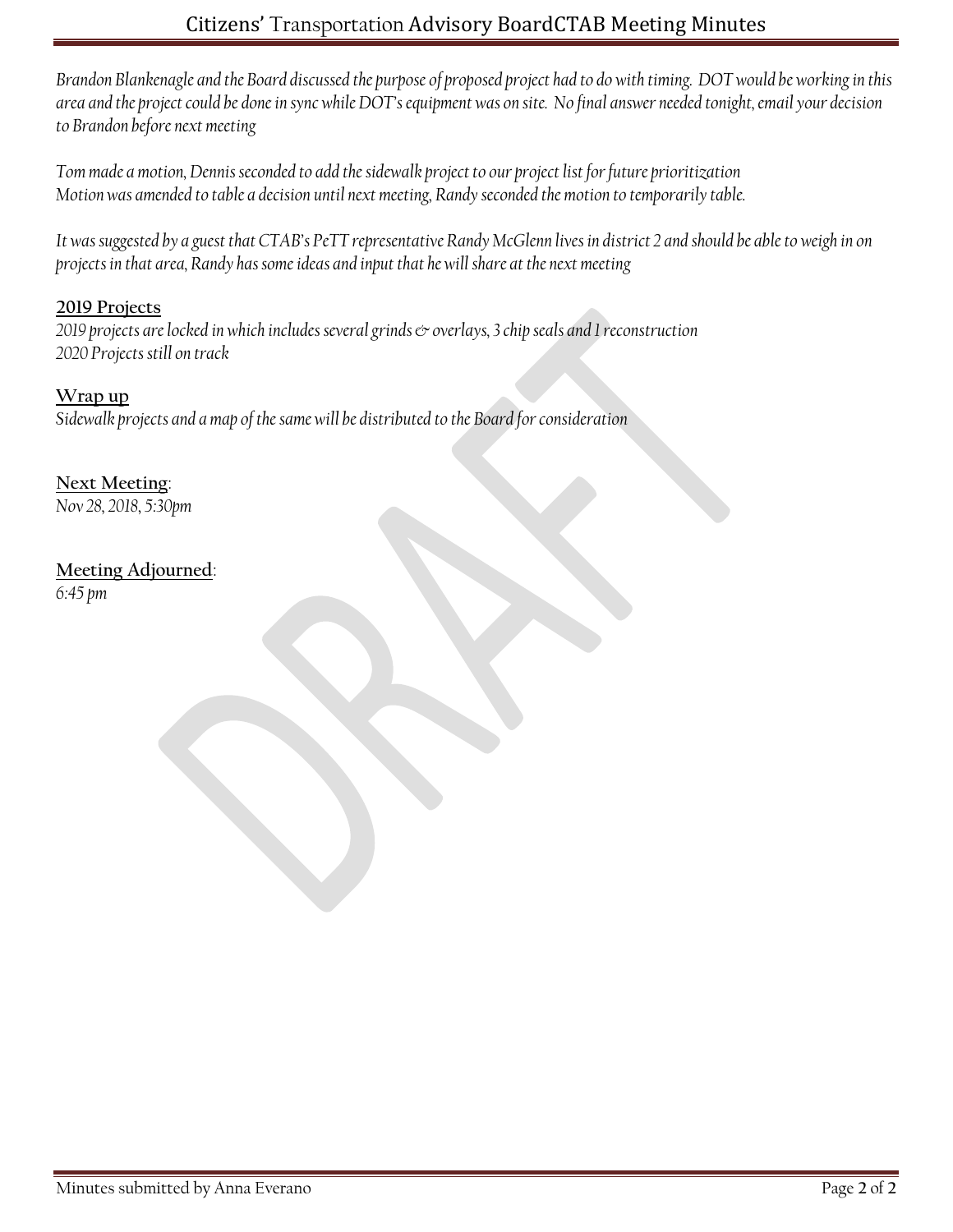*Brandon Blankenagle and the Board discussed the purpose of proposed project had to do with timing. DOT would be working in this area and the project could be done in sync while DOT's equipment was on site. No final answer needed tonight, email your decision to Brandon before next meeting*

*Tom made a motion, Dennis seconded to add the sidewalk project to our project list for future prioritization*
*Motion was amended to table a decision until next meeting, Randy seconded the motion to temporarily table.*

*It was suggested by a guest that CTAB's PeTT representative Randy McGlenn lives in district 2 and should be able to weigh in on projects in that area, Randy has some ideas and input that he will share at the next meeting*

**2019 Projects**

*2019 projects are locked in which includes several grinds & overlays, 3 chip seals and 1 reconstruction*
*2020 Projects still on track*

**Wrap up**

*Sidewalk projects and a map of the same will be distributed to the Board for consideration*

**Next Meeting**:
*Nov 28, 2018, 5:30pm*

**Meeting Adjourned**:
*6:45 pm*

Minutes submitted by Anna Everano